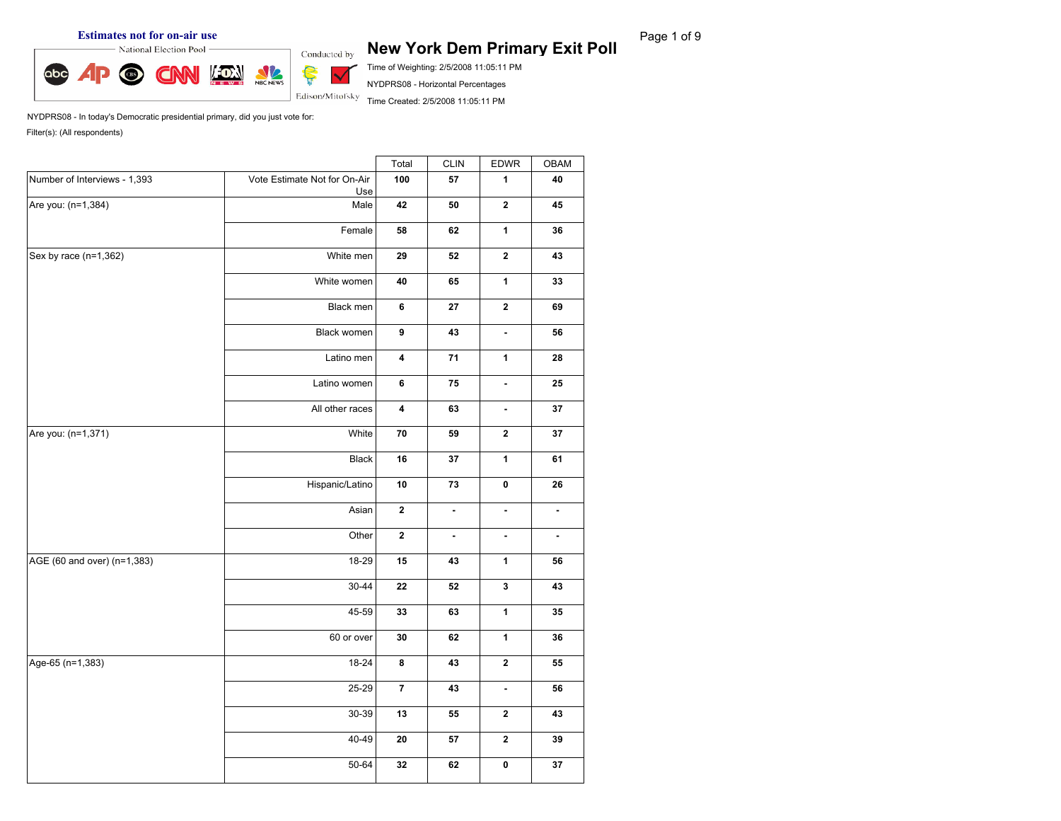Estimates not for on-air use

National Election Pool

Conducted by Edison/Mitofsky

# New York Dem Primary Exit Poll

Time of Weighting: 2/5/2008 11:05:11 PM

NYDPRS08 - Horizontal Percentages

Time Created: 2/5/2008 11:05:11 PM

NYDPRS08 - In today's Democratic presidential primary, did you just vote for:

Filter(s): (All respondents)

| | | Total | CLIN | EDWR | OBAM |
|---|---|---|---|---|---|
| Number of Interviews - 1,393 | Vote Estimate Not for On-Air Use | **100** | **57** | **1** | **40** |
| Are you: (n=1,384) | Male | **42** | **50** | **2** | **45** |
| | Female | **58** | **62** | **1** | **36** |
| Sex by race (n=1,362) | White men | **29** | **52** | **2** | **43** |
| | White women | **40** | **65** | **1** | **33** |
| | Black men | **6** | **27** | **2** | **69** |
| | Black women | **9** | **43** | **-** | **56** |
| | Latino men | **4** | **71** | **1** | **28** |
| | Latino women | **6** | **75** | **-** | **25** |
| | All other races | **4** | **63** | **-** | **37** |
| Are you: (n=1,371) | White | **70** | **59** | **2** | **37** |
| | Black | **16** | **37** | **1** | **61** |
| | Hispanic/Latino | **10** | **73** | **0** | **26** |
| | Asian | **2** | **-** | **-** | **-** |
| | Other | **2** | **-** | **-** | **-** |
| AGE (60 and over) (n=1,383) | 18-29 | **15** | **43** | **1** | **56** |
| | 30-44 | **22** | **52** | **3** | **43** |
| | 45-59 | **33** | **63** | **1** | **35** |
| | 60 or over | **30** | **62** | **1** | **36** |
| Age-65 (n=1,383) | 18-24 | **8** | **43** | **2** | **55** |
| | 25-29 | **7** | **43** | **-** | **56** |
| | 30-39 | **13** | **55** | **2** | **43** |
| | 40-49 | **20** | **57** | **2** | **39** |
| | 50-64 | **32** | **62** | **0** | **37** |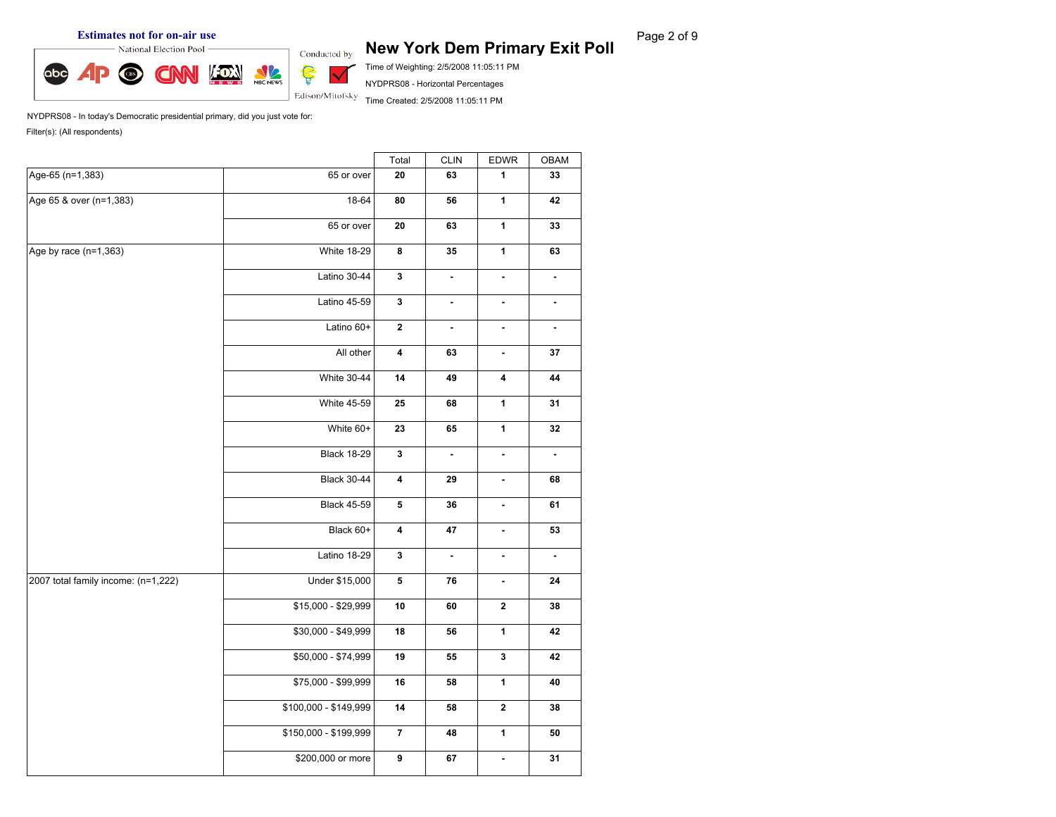Estimates not for on-air use

National Election Pool

Conducted by Edison/Mitofsky

# New York Dem Primary Exit Poll

Time of Weighting: 2/5/2008 11:05:11 PM

NYDPRS08 - Horizontal Percentages

Time Created: 2/5/2008 11:05:11 PM

NYDPRS08 - In today's Democratic presidential primary, did you just vote for:

Filter(s): (All respondents)

| | | Total | CLIN | EDWR | OBAM |
|---|---|---|---|---|---|
| Age-65 (n=1,383) | 65 or over | **20** | **63** | **1** | **33** |
| Age 65 & over (n=1,383) | 18-64 | **80** | **56** | **1** | **42** |
| | 65 or over | **20** | **63** | **1** | **33** |
| Age by race (n=1,363) | White 18-29 | **8** | **35** | **1** | **63** |
| | Latino 30-44 | **3** | **-** | **-** | **-** |
| | Latino 45-59 | **3** | **-** | **-** | **-** |
| | Latino 60+ | **2** | **-** | **-** | **-** |
| | All other | **4** | **63** | **-** | **37** |
| | White 30-44 | **14** | **49** | **4** | **44** |
| | White 45-59 | **25** | **68** | **1** | **31** |
| | White 60+ | **23** | **65** | **1** | **32** |
| | Black 18-29 | **3** | **-** | **-** | **-** |
| | Black 30-44 | **4** | **29** | **-** | **68** |
| | Black 45-59 | **5** | **36** | **-** | **61** |
| | Black 60+ | **4** | **47** | **-** | **53** |
| | Latino 18-29 | **3** | **-** | **-** | **-** |
| 2007 total family income: (n=1,222) | Under $15,000 | **5** | **76** | **-** | **24** |
| | $15,000 - $29,999 | **10** | **60** | **2** | **38** |
| | $30,000 - $49,999 | **18** | **56** | **1** | **42** |
| | $50,000 - $74,999 | **19** | **55** | **3** | **42** |
| | $75,000 - $99,999 | **16** | **58** | **1** | **40** |
| | $100,000 - $149,999 | **14** | **58** | **2** | **38** |
| | $150,000 - $199,999 | **7** | **48** | **1** | **50** |
| | $200,000 or more | **9** | **67** | **-** | **31** |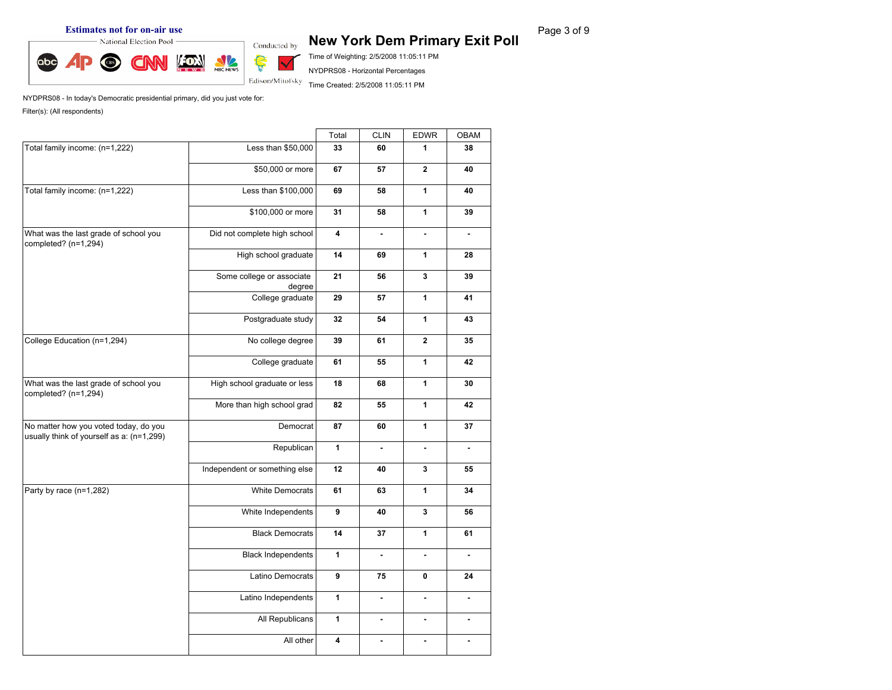**Estimates not for on-air use**

National Election Pool

Conducted by Edison/Mitofsky

# New York Dem Primary Exit Poll

Time of Weighting: 2/5/2008 11:05:11 PM

NYDPRS08 - Horizontal Percentages

Time Created: 2/5/2008 11:05:11 PM

NYDPRS08 - In today's Democratic presidential primary, did you just vote for:

Filter(s): (All respondents)

| | | Total | CLIN | EDWR | OBAM |
|---|---|---|---|---|---|
| Total family income: (n=1,222) | Less than $50,000 | 33 | 60 | 1 | 38 |
| | $50,000 or more | 67 | 57 | 2 | 40 |
| Total family income: (n=1,222) | Less than $100,000 | 69 | 58 | 1 | 40 |
| | $100,000 or more | 31 | 58 | 1 | 39 |
| What was the last grade of school you completed? (n=1,294) | Did not complete high school | 4 | - | - | - |
| | High school graduate | 14 | 69 | 1 | 28 |
| | Some college or associate degree | 21 | 56 | 3 | 39 |
| | College graduate | 29 | 57 | 1 | 41 |
| | Postgraduate study | 32 | 54 | 1 | 43 |
| College Education (n=1,294) | No college degree | 39 | 61 | 2 | 35 |
| | College graduate | 61 | 55 | 1 | 42 |
| What was the last grade of school you completed? (n=1,294) | High school graduate or less | 18 | 68 | 1 | 30 |
| | More than high school grad | 82 | 55 | 1 | 42 |
| No matter how you voted today, do you usually think of yourself as a: (n=1,299) | Democrat | 87 | 60 | 1 | 37 |
| | Republican | 1 | - | - | - |
| | Independent or something else | 12 | 40 | 3 | 55 |
| Party by race (n=1,282) | White Democrats | 61 | 63 | 1 | 34 |
| | White Independents | 9 | 40 | 3 | 56 |
| | Black Democrats | 14 | 37 | 1 | 61 |
| | Black Independents | 1 | - | - | - |
| | Latino Democrats | 9 | 75 | 0 | 24 |
| | Latino Independents | 1 | - | - | - |
| | All Republicans | 1 | - | - | - |
| | All other | 4 | - | - | - |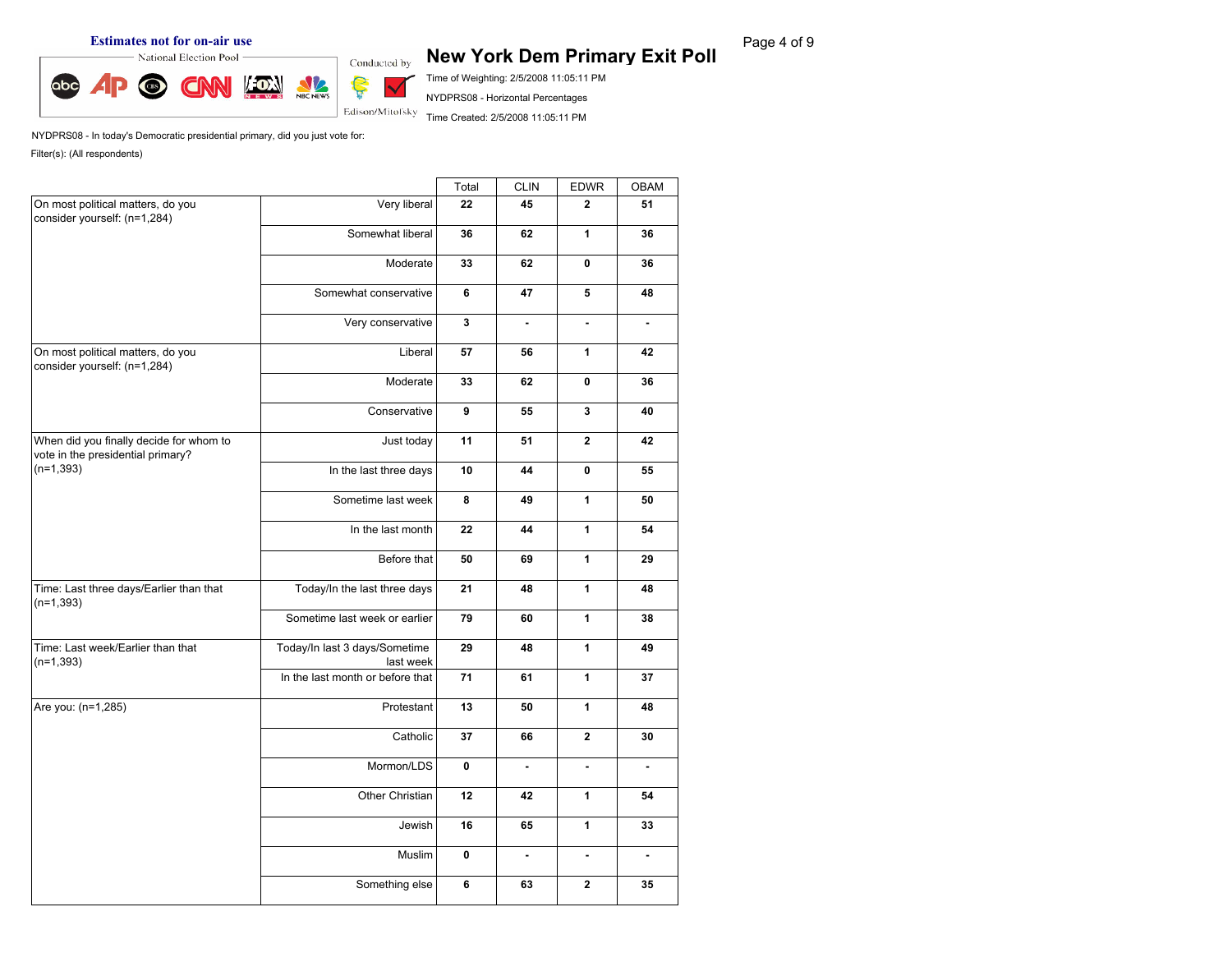Estimates not for on-air use

National Election Pool

Conducted by Edison/Mitofsky

# New York Dem Primary Exit Poll

Time of Weighting: 2/5/2008 11:05:11 PM

NYDPRS08 - Horizontal Percentages

Time Created: 2/5/2008 11:05:11 PM

NYDPRS08 - In today's Democratic presidential primary, did you just vote for:

Filter(s): (All respondents)

| | | Total | CLIN | EDWR | OBAM |
|---|---|---|---|---|---|
| On most political matters, do you consider yourself: (n=1,284) | Very liberal | **22** | **45** | **2** | **51** |
| | Somewhat liberal | **36** | **62** | **1** | **36** |
| | Moderate | **33** | **62** | **0** | **36** |
| | Somewhat conservative | **6** | **47** | **5** | **48** |
| | Very conservative | **3** | **-** | **-** | **-** |
| On most political matters, do you consider yourself: (n=1,284) | Liberal | **57** | **56** | **1** | **42** |
| | Moderate | **33** | **62** | **0** | **36** |
| | Conservative | **9** | **55** | **3** | **40** |
| When did you finally decide for whom to vote in the presidential primary? (n=1,393) | Just today | **11** | **51** | **2** | **42** |
| | In the last three days | **10** | **44** | **0** | **55** |
| | Sometime last week | **8** | **49** | **1** | **50** |
| | In the last month | **22** | **44** | **1** | **54** |
| | Before that | **50** | **69** | **1** | **29** |
| Time: Last three days/Earlier than that (n=1,393) | Today/In the last three days | **21** | **48** | **1** | **48** |
| | Sometime last week or earlier | **79** | **60** | **1** | **38** |
| Time: Last week/Earlier than that (n=1,393) | Today/In last 3 days/Sometime last week | **29** | **48** | **1** | **49** |
| | In the last month or before that | **71** | **61** | **1** | **37** |
| Are you: (n=1,285) | Protestant | **13** | **50** | **1** | **48** |
| | Catholic | **37** | **66** | **2** | **30** |
| | Mormon/LDS | **0** | **-** | **-** | **-** |
| | Other Christian | **12** | **42** | **1** | **54** |
| | Jewish | **16** | **65** | **1** | **33** |
| | Muslim | **0** | **-** | **-** | **-** |
| | Something else | **6** | **63** | **2** | **35** |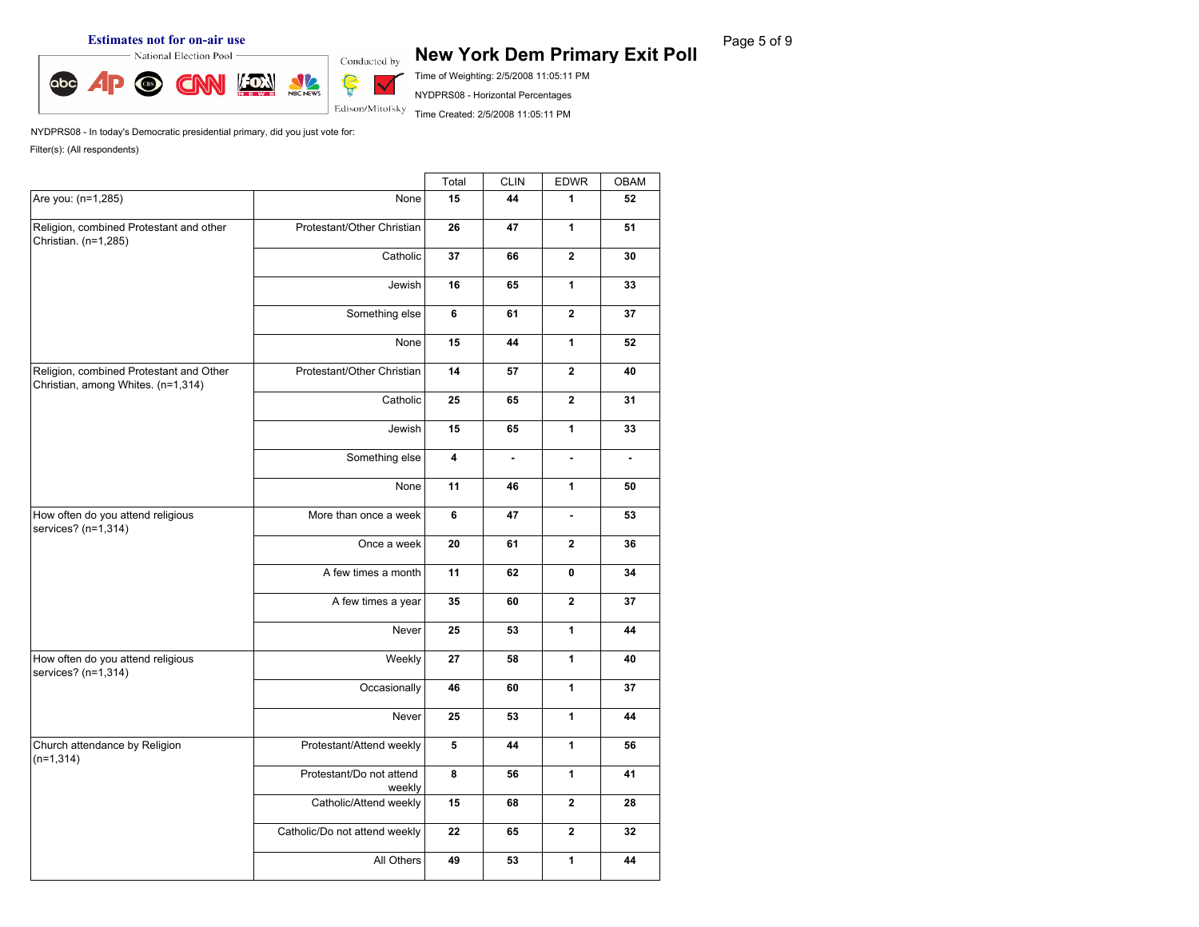**Estimates not for on-air use**

National Election Pool

Conducted by Edison/Mitofsky

# New York Dem Primary Exit Poll

Time of Weighting: 2/5/2008 11:05:11 PM

NYDPRS08 - Horizontal Percentages

Time Created: 2/5/2008 11:05:11 PM

NYDPRS08 - In today's Democratic presidential primary, did you just vote for:

Filter(s): (All respondents)

| | | Total | CLIN | EDWR | OBAM |
|---|---|---|---|---|---|
| Are you: (n=1,285) | None | 15 | 44 | 1 | 52 |
| Religion, combined Protestant and other Christian. (n=1,285) | Protestant/Other Christian | 26 | 47 | 1 | 51 |
| | Catholic | 37 | 66 | 2 | 30 |
| | Jewish | 16 | 65 | 1 | 33 |
| | Something else | 6 | 61 | 2 | 37 |
| | None | 15 | 44 | 1 | 52 |
| Religion, combined Protestant and Other Christian, among Whites. (n=1,314) | Protestant/Other Christian | 14 | 57 | 2 | 40 |
| | Catholic | 25 | 65 | 2 | 31 |
| | Jewish | 15 | 65 | 1 | 33 |
| | Something else | 4 | - | - | - |
| | None | 11 | 46 | 1 | 50 |
| How often do you attend religious services? (n=1,314) | More than once a week | 6 | 47 | - | 53 |
| | Once a week | 20 | 61 | 2 | 36 |
| | A few times a month | 11 | 62 | 0 | 34 |
| | A few times a year | 35 | 60 | 2 | 37 |
| | Never | 25 | 53 | 1 | 44 |
| How often do you attend religious services? (n=1,314) | Weekly | 27 | 58 | 1 | 40 |
| | Occasionally | 46 | 60 | 1 | 37 |
| | Never | 25 | 53 | 1 | 44 |
| Church attendance by Religion (n=1,314) | Protestant/Attend weekly | 5 | 44 | 1 | 56 |
| | Protestant/Do not attend weekly | 8 | 56 | 1 | 41 |
| | Catholic/Attend weekly | 15 | 68 | 2 | 28 |
| | Catholic/Do not attend weekly | 22 | 65 | 2 | 32 |
| | All Others | 49 | 53 | 1 | 44 |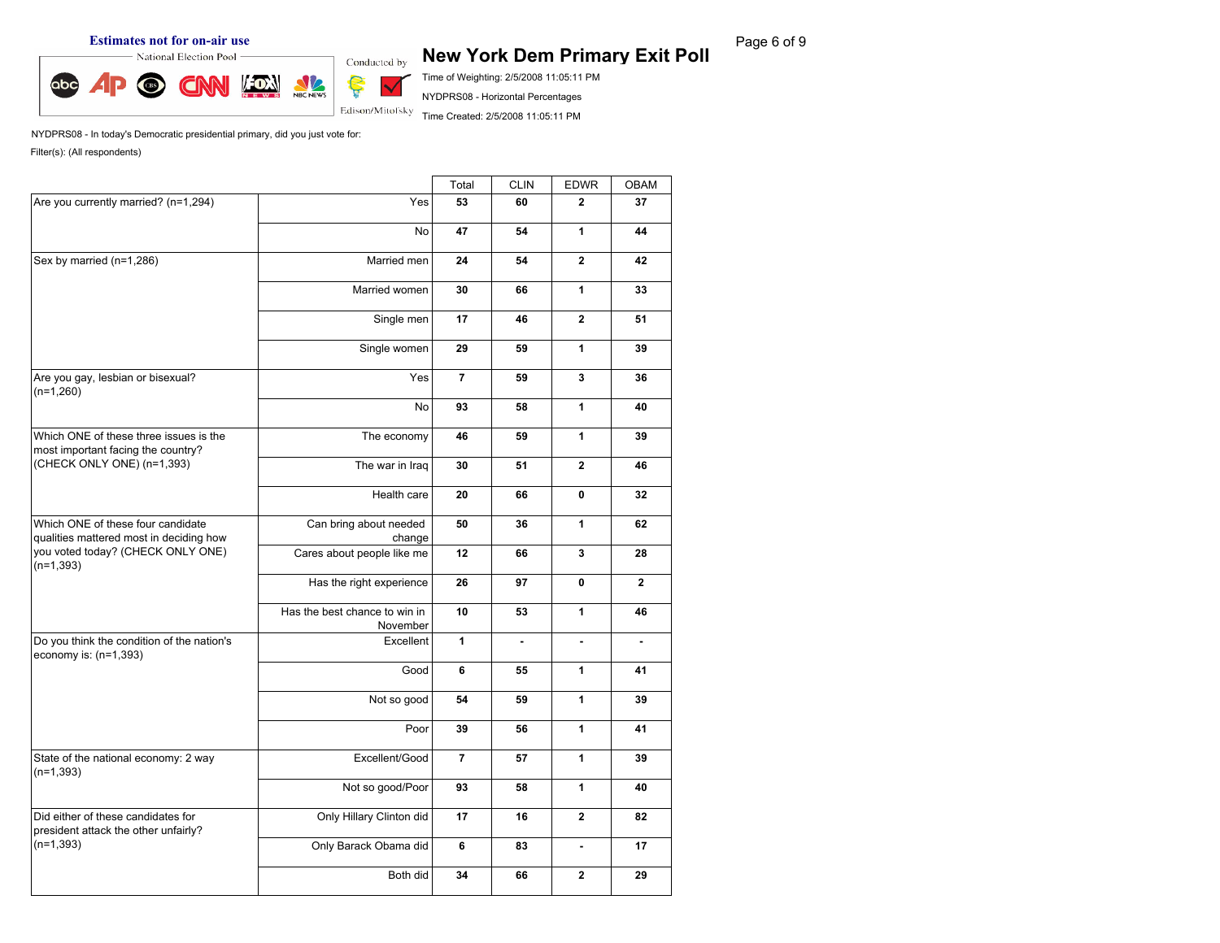Estimates not for on-air use

National Election Pool

Conducted by Edison/Mitofsky

# New York Dem Primary Exit Poll

Time of Weighting: 2/5/2008 11:05:11 PM

NYDPRS08 - Horizontal Percentages

Time Created: 2/5/2008 11:05:11 PM

NYDPRS08 - In today's Democratic presidential primary, did you just vote for:

Filter(s): (All respondents)

| | | Total | CLIN | EDWR | OBAM |
|---|---|---|---|---|---|
| Are you currently married? (n=1,294) | Yes | **53** | **60** | **2** | **37** |
| | No | **47** | **54** | **1** | **44** |
| Sex by married (n=1,286) | Married men | **24** | **54** | **2** | **42** |
| | Married women | **30** | **66** | **1** | **33** |
| | Single men | **17** | **46** | **2** | **51** |
| | Single women | **29** | **59** | **1** | **39** |
| Are you gay, lesbian or bisexual? (n=1,260) | Yes | **7** | **59** | **3** | **36** |
| | No | **93** | **58** | **1** | **40** |
| Which ONE of these three issues is the most important facing the country? (CHECK ONLY ONE) (n=1,393) | The economy | **46** | **59** | **1** | **39** |
| | The war in Iraq | **30** | **51** | **2** | **46** |
| | Health care | **20** | **66** | **0** | **32** |
| Which ONE of these four candidate qualities mattered most in deciding how you voted today? (CHECK ONLY ONE) (n=1,393) | Can bring about needed change | **50** | **36** | **1** | **62** |
| | Cares about people like me | **12** | **66** | **3** | **28** |
| | Has the right experience | **26** | **97** | **0** | **2** |
| | Has the best chance to win in November | **10** | **53** | **1** | **46** |
| Do you think the condition of the nation's economy is: (n=1,393) | Excellent | **1** | **-** | **-** | **-** |
| | Good | **6** | **55** | **1** | **41** |
| | Not so good | **54** | **59** | **1** | **39** |
| | Poor | **39** | **56** | **1** | **41** |
| State of the national economy: 2 way (n=1,393) | Excellent/Good | **7** | **57** | **1** | **39** |
| | Not so good/Poor | **93** | **58** | **1** | **40** |
| Did either of these candidates for president attack the other unfairly? (n=1,393) | Only Hillary Clinton did | **17** | **16** | **2** | **82** |
| | Only Barack Obama did | **6** | **83** | **-** | **17** |
| | Both did | **34** | **66** | **2** | **29** |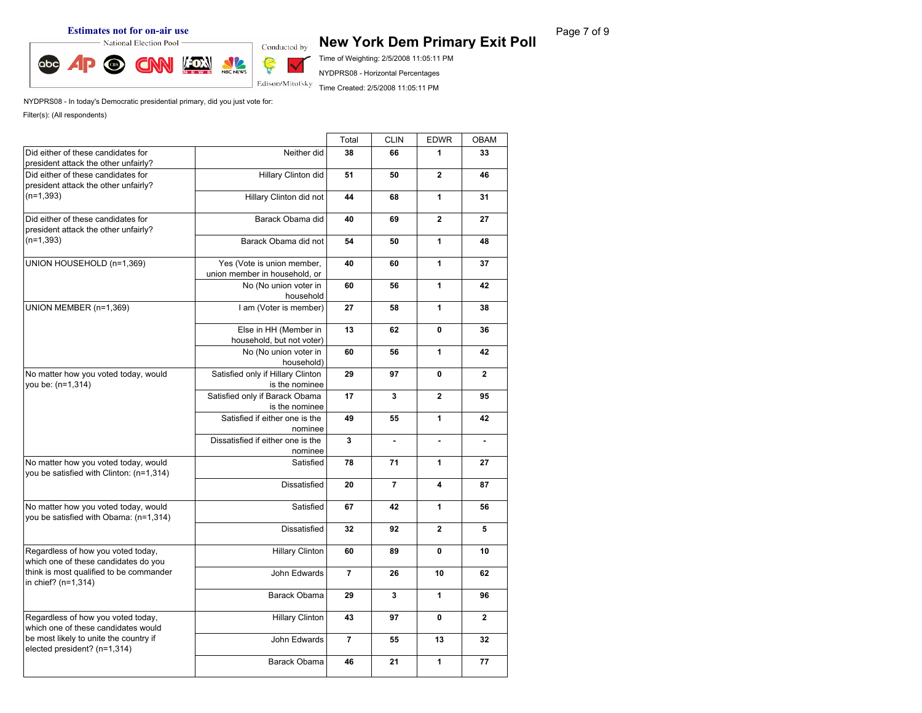**Estimates not for on-air use**

National Election Pool

Conducted by Edison/Mitofsky

# New York Dem Primary Exit Poll

Time of Weighting: 2/5/2008 11:05:11 PM

NYDPRS08 - Horizontal Percentages

Time Created: 2/5/2008 11:05:11 PM

NYDPRS08 - In today's Democratic presidential primary, did you just vote for:

Filter(s): (All respondents)

| | | Total | CLIN | EDWR | OBAM |
|---|---|---|---|---|---|
| Did either of these candidates for president attack the other unfairly? | Neither did | 38 | 66 | 1 | 33 |
| Did either of these candidates for president attack the other unfairly? (n=1,393) | Hillary Clinton did | 51 | 50 | 2 | 46 |
| | Hillary Clinton did not | 44 | 68 | 1 | 31 |
| Did either of these candidates for president attack the other unfairly? (n=1,393) | Barack Obama did | 40 | 69 | 2 | 27 |
| | Barack Obama did not | 54 | 50 | 1 | 48 |
| UNION HOUSEHOLD (n=1,369) | Yes (Vote is union member, union member in household, or | 40 | 60 | 1 | 37 |
| | No (No union voter in household | 60 | 56 | 1 | 42 |
| UNION MEMBER (n=1,369) | I am (Voter is member) | 27 | 58 | 1 | 38 |
| | Else in HH (Member in household, but not voter) | 13 | 62 | 0 | 36 |
| | No (No union voter in household) | 60 | 56 | 1 | 42 |
| No matter how you voted today, would you be: (n=1,314) | Satisfied only if Hillary Clinton is the nominee | 29 | 97 | 0 | 2 |
| | Satisfied only if Barack Obama is the nominee | 17 | 3 | 2 | 95 |
| | Satisfied if either one is the nominee | 49 | 55 | 1 | 42 |
| | Dissatisfied if either one is the nominee | 3 | - | - | - |
| No matter how you voted today, would you be satisfied with Clinton: (n=1,314) | Satisfied | 78 | 71 | 1 | 27 |
| | Dissatisfied | 20 | 7 | 4 | 87 |
| No matter how you voted today, would you be satisfied with Obama: (n=1,314) | Satisfied | 67 | 42 | 1 | 56 |
| | Dissatisfied | 32 | 92 | 2 | 5 |
| Regardless of how you voted today, which one of these candidates do you think is most qualified to be commander in chief? (n=1,314) | Hillary Clinton | 60 | 89 | 0 | 10 |
| | John Edwards | 7 | 26 | 10 | 62 |
| | Barack Obama | 29 | 3 | 1 | 96 |
| Regardless of how you voted today, which one of these candidates would be most likely to unite the country if elected president? (n=1,314) | Hillary Clinton | 43 | 97 | 0 | 2 |
| | John Edwards | 7 | 55 | 13 | 32 |
| | Barack Obama | 46 | 21 | 1 | 77 |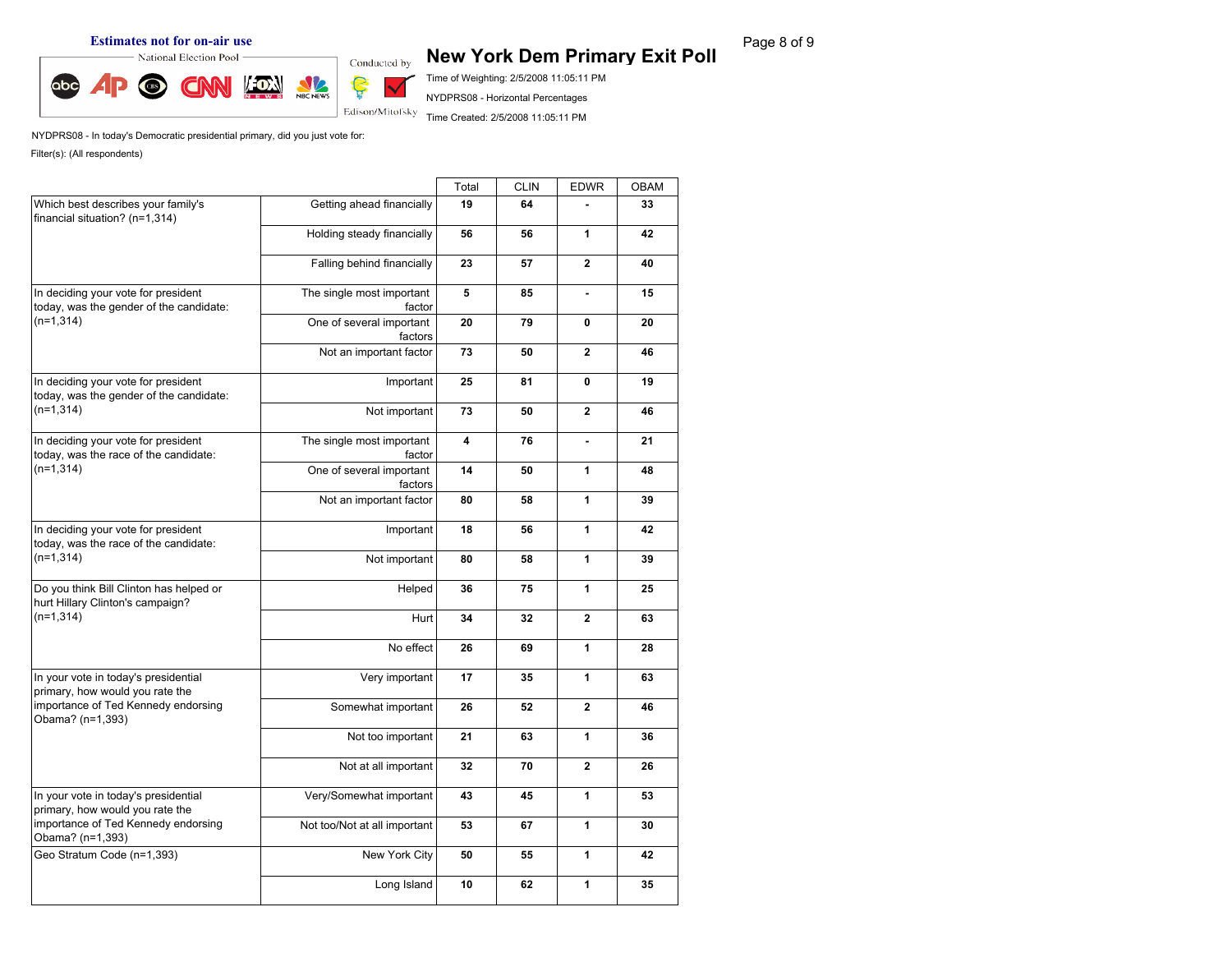**Estimates not for on-air use**

National Election Pool

Conducted by Edison/Mitofsky

# New York Dem Primary Exit Poll

Time of Weighting: 2/5/2008 11:05:11 PM

NYDPRS08 - Horizontal Percentages

Time Created: 2/5/2008 11:05:11 PM

NYDPRS08 - In today's Democratic presidential primary, did you just vote for:

Filter(s): (All respondents)

| | | Total | CLIN | EDWR | OBAM |
|---|---|---|---|---|---|
| Which best describes your family's financial situation? (n=1,314) | Getting ahead financially | 19 | 64 | - | 33 |
| | Holding steady financially | 56 | 56 | 1 | 42 |
| | Falling behind financially | 23 | 57 | 2 | 40 |
| In deciding your vote for president today, was the gender of the candidate: (n=1,314) | The single most important factor | 5 | 85 | - | 15 |
| | One of several important factors | 20 | 79 | 0 | 20 |
| | Not an important factor | 73 | 50 | 2 | 46 |
| In deciding your vote for president today, was the gender of the candidate: (n=1,314) | Important | 25 | 81 | 0 | 19 |
| | Not important | 73 | 50 | 2 | 46 |
| In deciding your vote for president today, was the race of the candidate: (n=1,314) | The single most important factor | 4 | 76 | - | 21 |
| | One of several important factors | 14 | 50 | 1 | 48 |
| | Not an important factor | 80 | 58 | 1 | 39 |
| In deciding your vote for president today, was the race of the candidate: (n=1,314) | Important | 18 | 56 | 1 | 42 |
| | Not important | 80 | 58 | 1 | 39 |
| Do you think Bill Clinton has helped or hurt Hillary Clinton's campaign? (n=1,314) | Helped | 36 | 75 | 1 | 25 |
| | Hurt | 34 | 32 | 2 | 63 |
| | No effect | 26 | 69 | 1 | 28 |
| In your vote in today's presidential primary, how would you rate the importance of Ted Kennedy endorsing Obama? (n=1,393) | Very important | 17 | 35 | 1 | 63 |
| | Somewhat important | 26 | 52 | 2 | 46 |
| | Not too important | 21 | 63 | 1 | 36 |
| | Not at all important | 32 | 70 | 2 | 26 |
| In your vote in today's presidential primary, how would you rate the importance of Ted Kennedy endorsing Obama? (n=1,393) | Very/Somewhat important | 43 | 45 | 1 | 53 |
| | Not too/Not at all important | 53 | 67 | 1 | 30 |
| Geo Stratum Code (n=1,393) | New York City | 50 | 55 | 1 | 42 |
| | Long Island | 10 | 62 | 1 | 35 |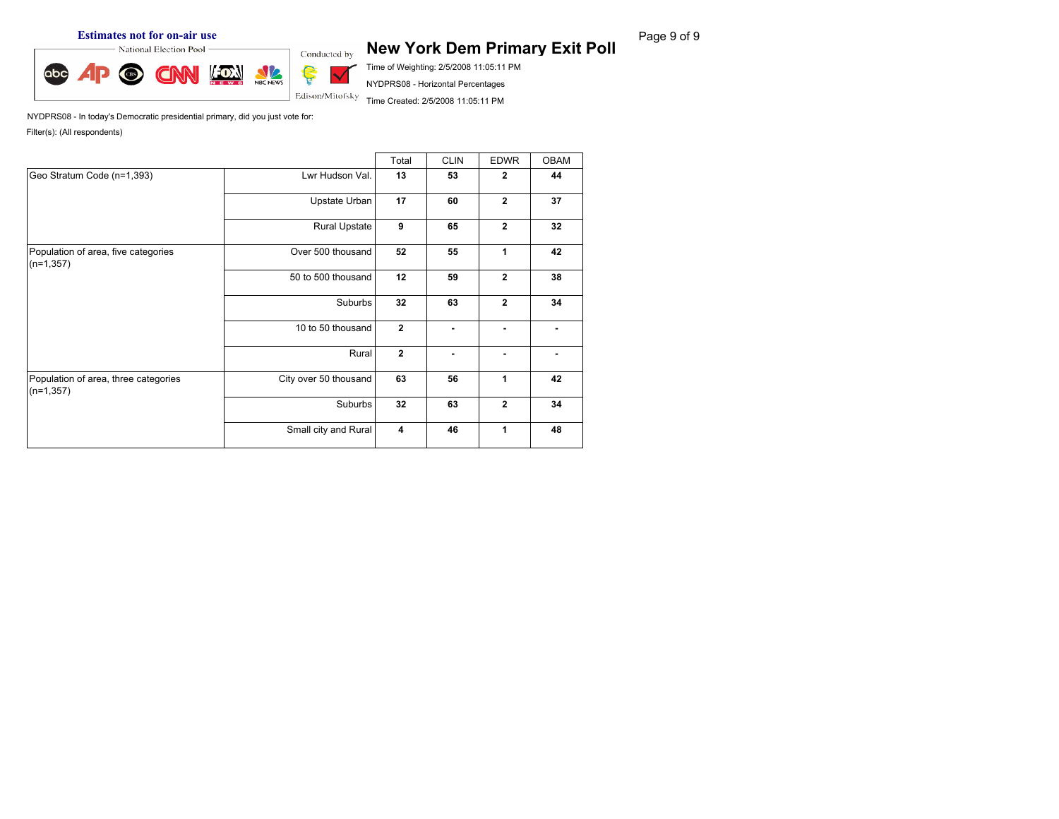Estimates not for on-air use

National Election Pool

Conducted by Edison/Mitofsky

# New York Dem Primary Exit Poll

Time of Weighting: 2/5/2008 11:05:11 PM

NYDPRS08 - Horizontal Percentages

Time Created: 2/5/2008 11:05:11 PM

NYDPRS08 - In today's Democratic presidential primary, did you just vote for:

Filter(s): (All respondents)

| | | Total | CLIN | EDWR | OBAM |
|---|---|---|---|---|---|
| Geo Stratum Code (n=1,393) | Lwr Hudson Val. | **13** | **53** | **2** | **44** |
| | Upstate Urban | **17** | **60** | **2** | **37** |
| | Rural Upstate | **9** | **65** | **2** | **32** |
| Population of area, five categories (n=1,357) | Over 500 thousand | **52** | **55** | **1** | **42** |
| | 50 to 500 thousand | **12** | **59** | **2** | **38** |
| | Suburbs | **32** | **63** | **2** | **34** |
| | 10 to 50 thousand | **2** | **-** | **-** | **-** |
| | Rural | **2** | **-** | **-** | **-** |
| Population of area, three categories (n=1,357) | City over 50 thousand | **63** | **56** | **1** | **42** |
| | Suburbs | **32** | **63** | **2** | **34** |
| | Small city and Rural | **4** | **46** | **1** | **48** |